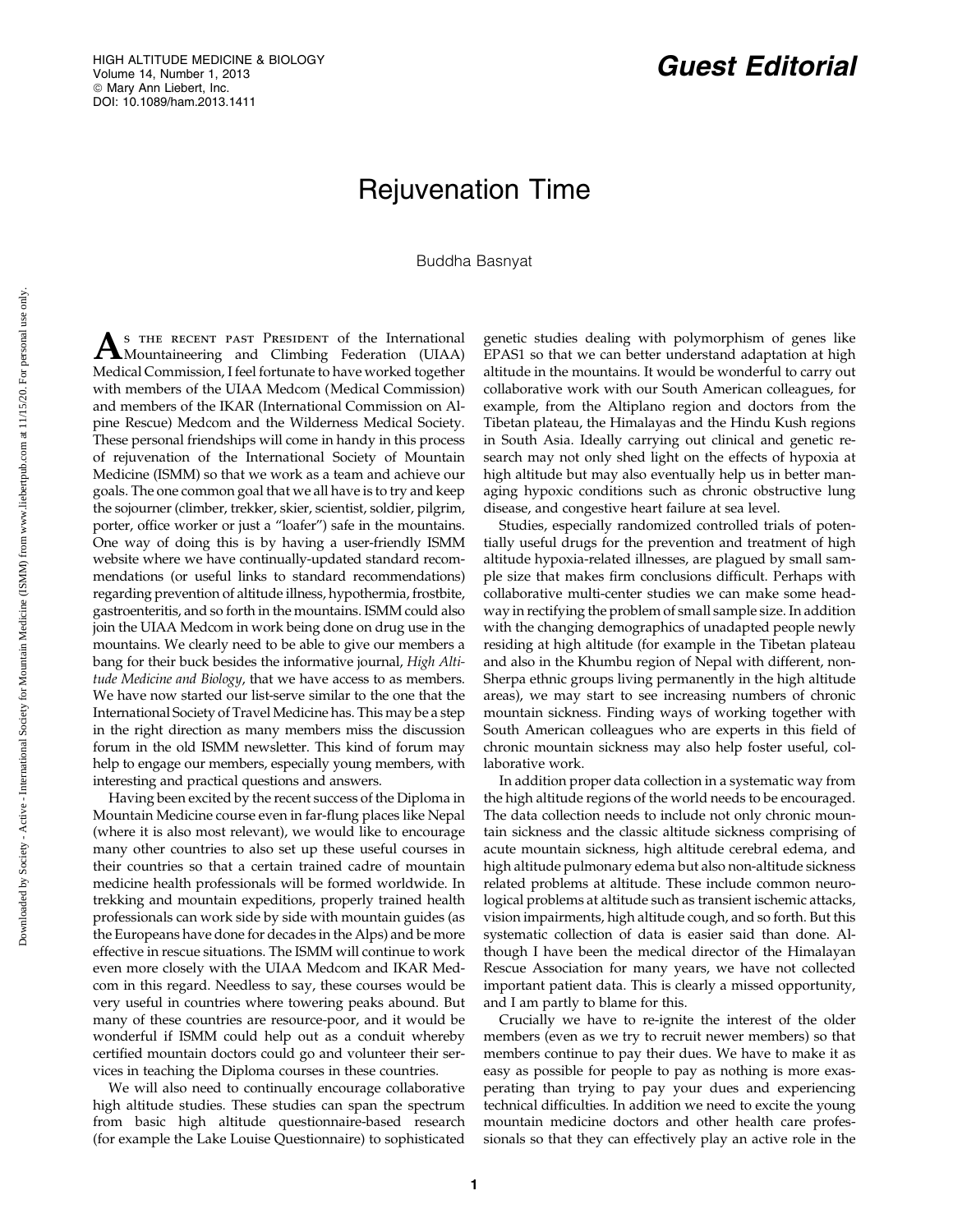# Guest Editorial

# Rejuvenation Time

Buddha Basnyat

As the recent past President of the International Mountaineering and Climbing Federation (UIAA) Medical Commission, I feel fortunate to have worked together with members of the UIAA Medcom (Medical Commission) and members of the IKAR (International Commission on Alpine Rescue) Medcom and the Wilderness Medical Society. These personal friendships will come in handy in this process of rejuvenation of the International Society of Mountain Medicine (ISMM) so that we work as a team and achieve our goals. The one common goal that we all have is to try and keep the sojourner (climber, trekker, skier, scientist, soldier, pilgrim, porter, office worker or just a "loafer") safe in the mountains. One way of doing this is by having a user-friendly ISMM website where we have continually-updated standard recommendations (or useful links to standard recommendations) regarding prevention of altitude illness, hypothermia, frostbite, gastroenteritis, and so forth in the mountains. ISMM could also join the UIAA Medcom in work being done on drug use in the mountains. We clearly need to be able to give our members a bang for their buck besides the informative journal, *High Altitude Medicine and Biology*, that we have access to as members. We have now started our list-serve similar to the one that the International Society of Travel Medicine has. This may be a step in the right direction as many members miss the discussion forum in the old ISMM newsletter. This kind of forum may help to engage our members, especially young members, with interesting and practical questions and answers.

Having been excited by the recent success of the Diploma in Mountain Medicine course even in far-flung places like Nepal (where it is also most relevant), we would like to encourage many other countries to also set up these useful courses in their countries so that a certain trained cadre of mountain medicine health professionals will be formed worldwide. In trekking and mountain expeditions, properly trained health professionals can work side by side with mountain guides (as the Europeans have done for decades in the Alps) and be more effective in rescue situations. The ISMM will continue to work even more closely with the UIAA Medcom and IKAR Medcom in this regard. Needless to say, these courses would be very useful in countries where towering peaks abound. But many of these countries are resource-poor, and it would be wonderful if ISMM could help out as a conduit whereby certified mountain doctors could go and volunteer their services in teaching the Diploma courses in these countries.

We will also need to continually encourage collaborative high altitude studies. These studies can span the spectrum from basic high altitude questionnaire-based research (for example the Lake Louise Questionnaire) to sophisticated genetic studies dealing with polymorphism of genes like EPAS1 so that we can better understand adaptation at high altitude in the mountains. It would be wonderful to carry out collaborative work with our South American colleagues, for example, from the Altiplano region and doctors from the Tibetan plateau, the Himalayas and the Hindu Kush regions in South Asia. Ideally carrying out clinical and genetic research may not only shed light on the effects of hypoxia at high altitude but may also eventually help us in better managing hypoxic conditions such as chronic obstructive lung disease, and congestive heart failure at sea level.

Studies, especially randomized controlled trials of potentially useful drugs for the prevention and treatment of high altitude hypoxia-related illnesses, are plagued by small sample size that makes firm conclusions difficult. Perhaps with collaborative multi-center studies we can make some headway in rectifying the problem of small sample size. In addition with the changing demographics of unadapted people newly residing at high altitude (for example in the Tibetan plateau and also in the Khumbu region of Nepal with different, non-Sherpa ethnic groups living permanently in the high altitude areas), we may start to see increasing numbers of chronic mountain sickness. Finding ways of working together with South American colleagues who are experts in this field of chronic mountain sickness may also help foster useful, collaborative work.

In addition proper data collection in a systematic way from the high altitude regions of the world needs to be encouraged. The data collection needs to include not only chronic mountain sickness and the classic altitude sickness comprising of acute mountain sickness, high altitude cerebral edema, and high altitude pulmonary edema but also non-altitude sickness related problems at altitude. These include common neurological problems at altitude such as transient ischemic attacks, vision impairments, high altitude cough, and so forth. But this systematic collection of data is easier said than done. Although I have been the medical director of the Himalayan Rescue Association for many years, we have not collected important patient data. This is clearly a missed opportunity, and I am partly to blame for this.

Crucially we have to re-ignite the interest of the older members (even as we try to recruit newer members) so that members continue to pay their dues. We have to make it as easy as possible for people to pay as nothing is more exasperating than trying to pay your dues and experiencing technical difficulties. In addition we need to excite the young mountain medicine doctors and other health care professionals so that they can effectively play an active role in the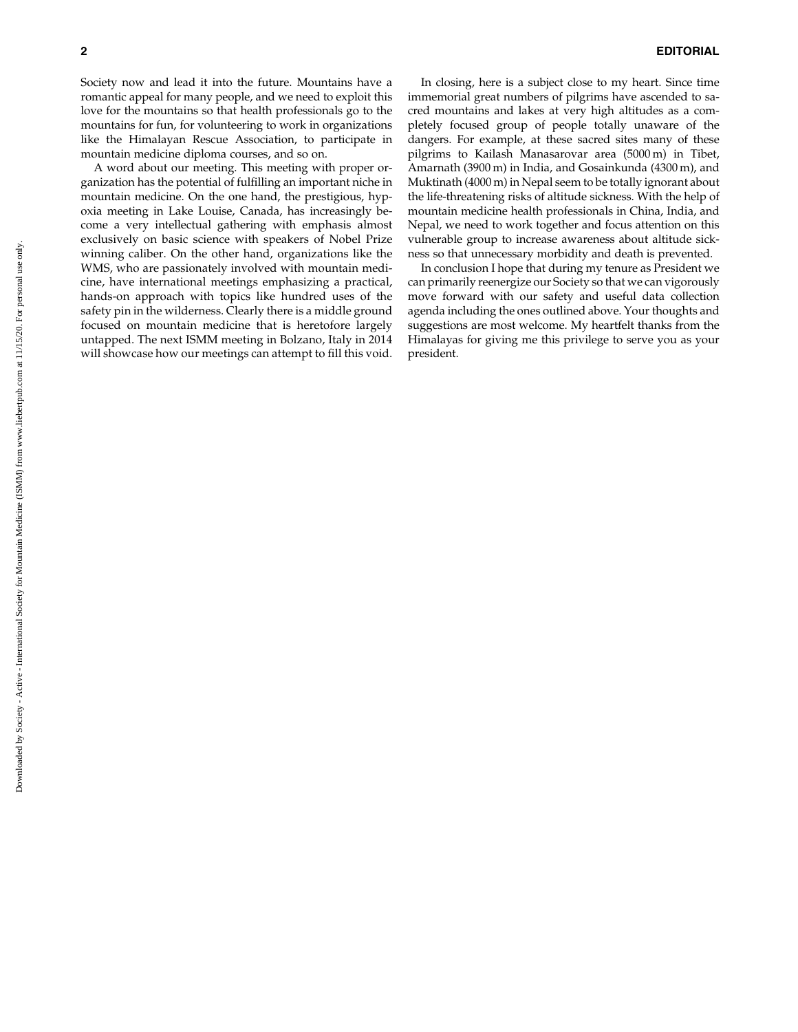Society now and lead it into the future. Mountains have a romantic appeal for many people, and we need to exploit this love for the mountains so that health professionals go to the mountains for fun, for volunteering to work in organizations like the Himalayan Rescue Association, to participate in mountain medicine diploma courses, and so on.

A word about our meeting. This meeting with proper organization has the potential of fulfilling an important niche in mountain medicine. On the one hand, the prestigious, hypoxia meeting in Lake Louise, Canada, has increasingly become a very intellectual gathering with emphasis almost exclusively on basic science with speakers of Nobel Prize winning caliber. On the other hand, organizations like the WMS, who are passionately involved with mountain medicine, have international meetings emphasizing a practical, hands-on approach with topics like hundred uses of the safety pin in the wilderness. Clearly there is a middle ground focused on mountain medicine that is heretofore largely untapped. The next ISMM meeting in Bolzano, Italy in 2014 will showcase how our meetings can attempt to fill this void.

In closing, here is a subject close to my heart. Since time immemorial great numbers of pilgrims have ascended to sacred mountains and lakes at very high altitudes as a completely focused group of people totally unaware of the dangers. For example, at these sacred sites many of these pilgrims to Kailash Manasarovar area (5000 m) in Tibet, Amarnath (3900 m) in India, and Gosainkunda (4300 m), and Muktinath (4000 m) in Nepal seem to be totally ignorant about the life-threatening risks of altitude sickness. With the help of mountain medicine health professionals in China, India, and Nepal, we need to work together and focus attention on this vulnerable group to increase awareness about altitude sickness so that unnecessary morbidity and death is prevented.

In conclusion I hope that during my tenure as President we can primarily reenergize our Society so that we can vigorously move forward with our safety and useful data collection agenda including the ones outlined above. Your thoughts and suggestions are most welcome. My heartfelt thanks from the Himalayas for giving me this privilege to serve you as your president.